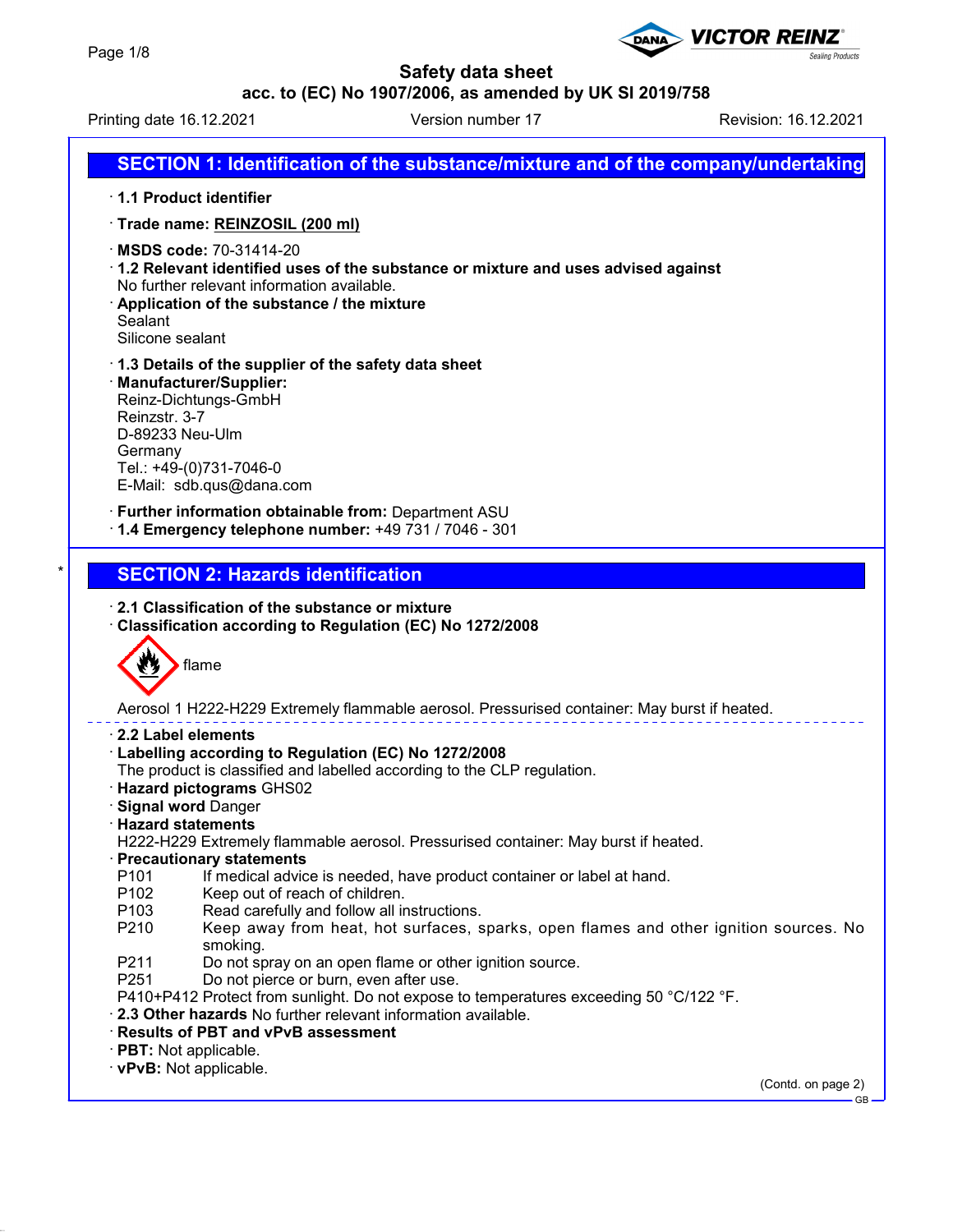# Safety data sheet

**acc. to (EC) No 1907/2006, as amended by UK SI 2019/758**

Printing date 16.12.2021 | Version number 17 | Revision: 16.12.2021

## SECTION 1: Identification of the substance/mixture and of the company/undertaking

· **1.1 Product identifier**

· **Trade name: REINZOSIL (200 ml)**

· **MSDS code:** 70-31414-20

· **1.2 Relevant identified uses of the substance or mixture and uses advised against**
No further relevant information available.

· **Application of the substance / the mixture**
Sealant
Silicone sealant

· **1.3 Details of the supplier of the safety data sheet**

· **Manufacturer/Supplier:**
Reinz-Dichtungs-GmbH
Reinzstr. 3-7
D-89233 Neu-Ulm
Germany
Tel.: +49-(0)731-7046-0
E-Mail: sdb.qus@dana.com

· **Further information obtainable from:** Department ASU

· **1.4 Emergency telephone number:** +49 731 / 7046 - 301

## SECTION 2: Hazards identification

· **2.1 Classification of the substance or mixture**

· **Classification according to Regulation (EC) No 1272/2008**

flame

Aerosol 1 H222-H229 Extremely flammable aerosol. Pressurised container: May burst if heated.

· **2.2 Label elements**

· **Labelling according to Regulation (EC) No 1272/2008**
The product is classified and labelled according to the CLP regulation.

· **Hazard pictograms** GHS02

· **Signal word** Danger

· **Hazard statements**
H222-H229 Extremely flammable aerosol. Pressurised container: May burst if heated.

· **Precautionary statements**

P101 If medical advice is needed, have product container or label at hand.
P102 Keep out of reach of children.
P103 Read carefully and follow all instructions.
P210 Keep away from heat, hot surfaces, sparks, open flames and other ignition sources. No smoking.
P211 Do not spray on an open flame or other ignition source.
P251 Do not pierce or burn, even after use.
P410+P412 Protect from sunlight. Do not expose to temperatures exceeding 50 °C/122 °F.

· **2.3 Other hazards** No further relevant information available.

· **Results of PBT and vPvB assessment**

· **PBT:** Not applicable.

· **vPvB:** Not applicable.

(Contd. on page 2)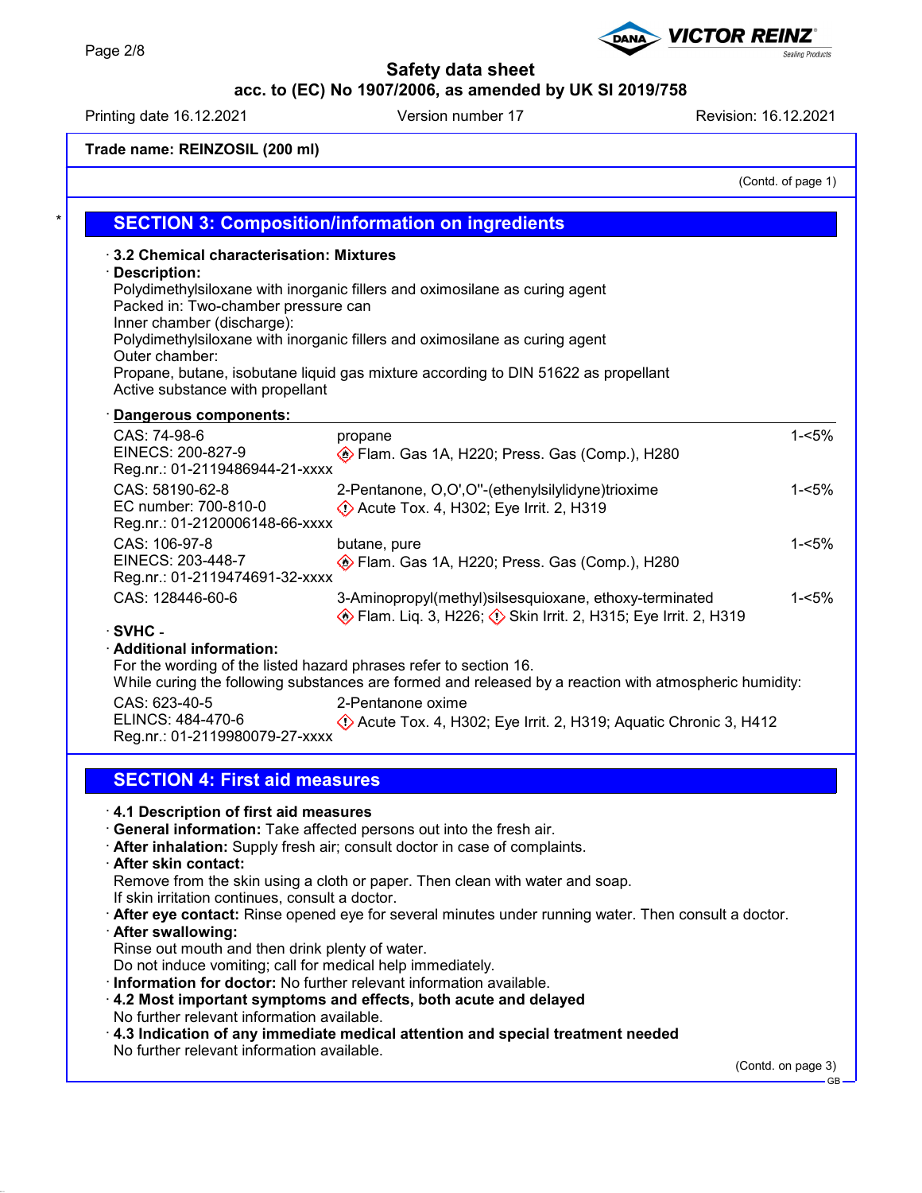Trade name: REINZOSIL (200 ml)

(Contd. of page 1)

## SECTION 3: Composition/information on ingredients

· **3.2 Chemical characterisation: Mixtures**

· **Description:**

Polydimethylsiloxane with inorganic fillers and oximosilane as curing agent
Packed in: Two-chamber pressure can
Inner chamber (discharge):
Polydimethylsiloxane with inorganic fillers and oximosilane as curing agent
Outer chamber:
Propane, butane, isobutane liquid gas mixture according to DIN 51622 as propellant
Active substance with propellant

· **Dangerous components:**

| | | |
|---|---|---|
| CAS: 74-98-6<br>EINECS: 200-827-9<br>Reg.nr.: 01-2119486944-21-xxxx | propane<br>Flam. Gas 1A, H220; Press. Gas (Comp.), H280 | 1-<5% |
| CAS: 58190-62-8<br>EC number: 700-810-0<br>Reg.nr.: 01-2120006148-66-xxxx | 2-Pentanone, O,O',O''-(ethenylsilylidyne)trioxime<br>Acute Tox. 4, H302; Eye Irrit. 2, H319 | 1-<5% |
| CAS: 106-97-8<br>EINECS: 203-448-7<br>Reg.nr.: 01-2119474691-32-xxxx | butane, pure<br>Flam. Gas 1A, H220; Press. Gas (Comp.), H280 | 1-<5% |
| CAS: 128446-60-6 | 3-Aminopropyl(methyl)silsesquioxane, ethoxy-terminated<br>Flam. Liq. 3, H226; Skin Irrit. 2, H315; Eye Irrit. 2, H319 | 1-<5% |

· **SVHC** -

· **Additional information:**

For the wording of the listed hazard phrases refer to section 16.
While curing the following substances are formed and released by a reaction with atmospheric humidity:

| | |
|---|---|
| CAS: 623-40-5<br>ELINCS: 484-470-6<br>Reg.nr.: 01-2119980079-27-xxxx | 2-Pentanone oxime<br>Acute Tox. 4, H302; Eye Irrit. 2, H319; Aquatic Chronic 3, H412 |

## SECTION 4: First aid measures

· **4.1 Description of first aid measures**

· **General information:** Take affected persons out into the fresh air.

· **After inhalation:** Supply fresh air; consult doctor in case of complaints.

· **After skin contact:**

Remove from the skin using a cloth or paper. Then clean with water and soap.
If skin irritation continues, consult a doctor.

· **After eye contact:** Rinse opened eye for several minutes under running water. Then consult a doctor.

· **After swallowing:**

Rinse out mouth and then drink plenty of water.
Do not induce vomiting; call for medical help immediately.

· **Information for doctor:** No further relevant information available.

· **4.2 Most important symptoms and effects, both acute and delayed**

No further relevant information available.

· **4.3 Indication of any immediate medical attention and special treatment needed**

No further relevant information available.

(Contd. on page 3)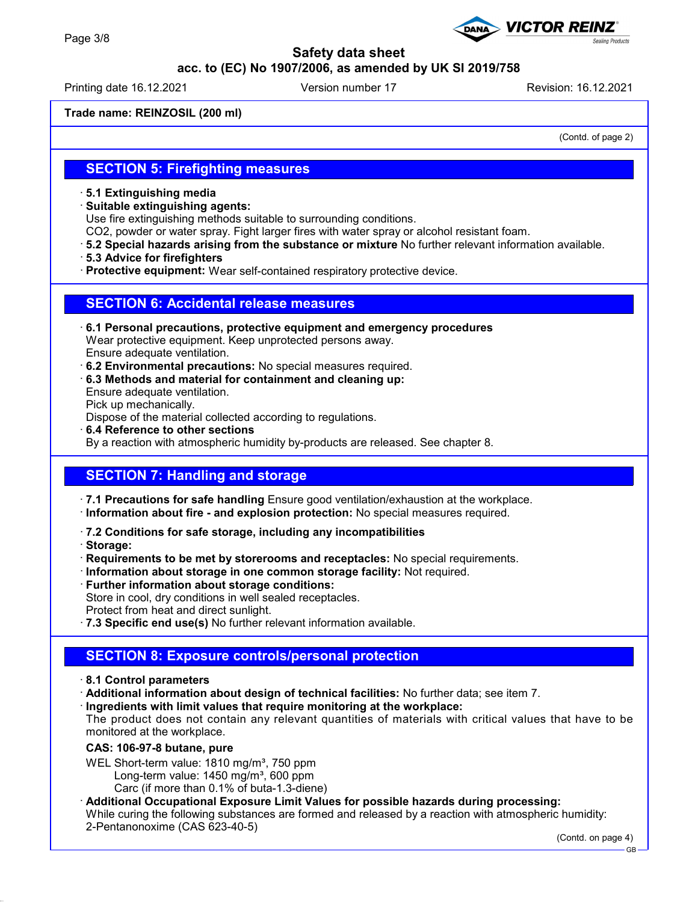**Trade name: REINZOSIL (200 ml)**

(Contd. of page 2)

## SECTION 5: Firefighting measures

- **5.1 Extinguishing media**
- **Suitable extinguishing agents:**
  Use fire extinguishing methods suitable to surrounding conditions.
  $CO_2$, powder or water spray. Fight larger fires with water spray or alcohol resistant foam.
- **5.2 Special hazards arising from the substance or mixture** No further relevant information available.
- **5.3 Advice for firefighters**
- **Protective equipment:** Wear self-contained respiratory protective device.

## SECTION 6: Accidental release measures

- **6.1 Personal precautions, protective equipment and emergency procedures**
  Wear protective equipment. Keep unprotected persons away.
  Ensure adequate ventilation.
- **6.2 Environmental precautions:** No special measures required.
- **6.3 Methods and material for containment and cleaning up:**
  Ensure adequate ventilation.
  Pick up mechanically.
  Dispose of the material collected according to regulations.
- **6.4 Reference to other sections**
  By a reaction with atmospheric humidity by-products are released. See chapter 8.

## SECTION 7: Handling and storage

- **7.1 Precautions for safe handling** Ensure good ventilation/exhaustion at the workplace.
- **Information about fire - and explosion protection:** No special measures required.

- **7.2 Conditions for safe storage, including any incompatibilities**
- **Storage:**
- **Requirements to be met by storerooms and receptacles:** No special requirements.
- **Information about storage in one common storage facility:** Not required.
- **Further information about storage conditions:**
  Store in cool, dry conditions in well sealed receptacles.
  Protect from heat and direct sunlight.
- **7.3 Specific end use(s)** No further relevant information available.

## SECTION 8: Exposure controls/personal protection

- **8.1 Control parameters**
- **Additional information about design of technical facilities:** No further data; see item 7.
- **Ingredients with limit values that require monitoring at the workplace:**
  The product does not contain any relevant quantities of materials with critical values that have to be monitored at the workplace.

**CAS: 106-97-8 butane, pure**

WEL Short-term value: 1810 mg/m³, 750 ppm
Long-term value: 1450 mg/m³, 600 ppm
Carc (if more than 0.1% of buta-1.3-diene)

- **Additional Occupational Exposure Limit Values for possible hazards during processing:**
  While curing the following substances are formed and released by a reaction with atmospheric humidity:
  2-Pentanonoxime (CAS 623-40-5)

(Contd. on page 4)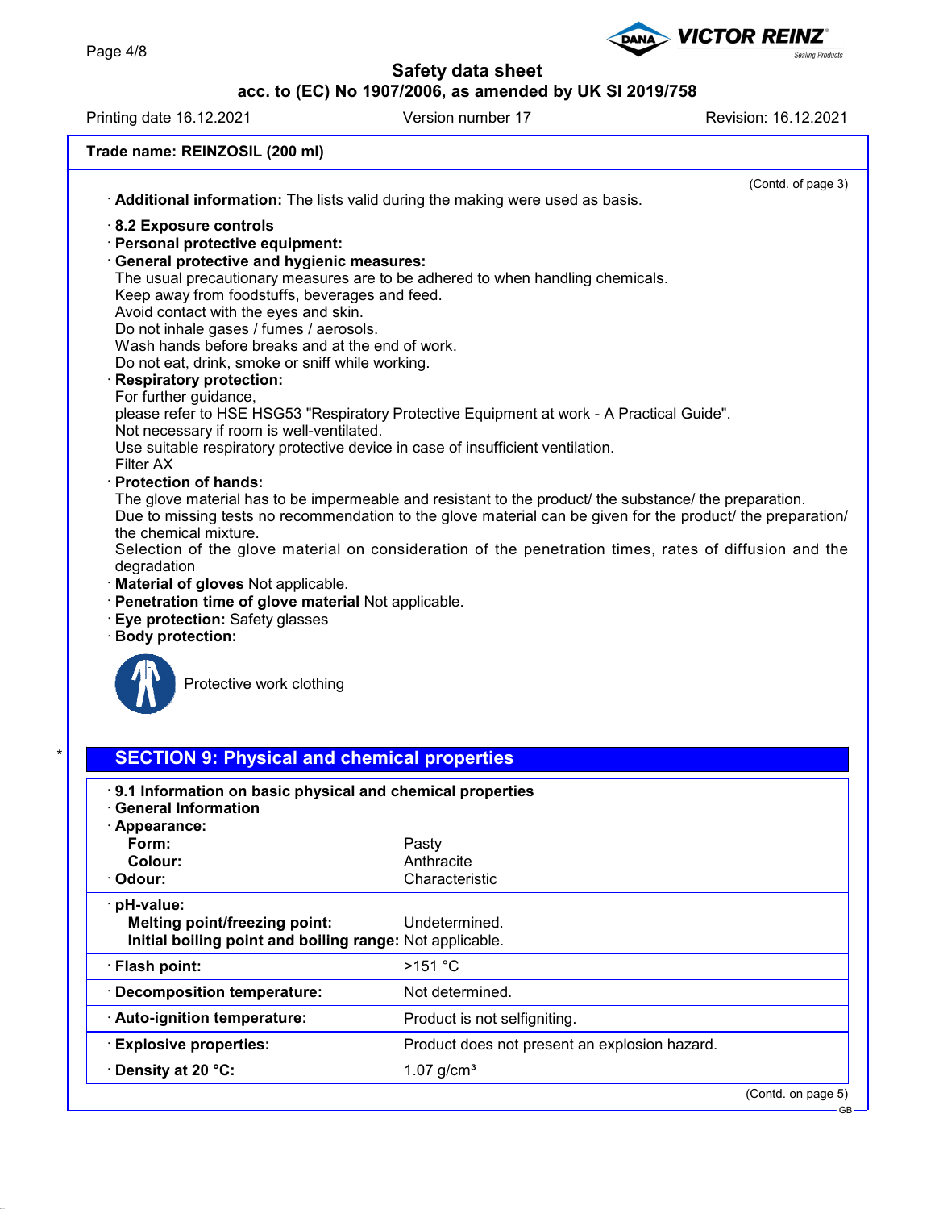**Trade name: REINZOSIL (200 ml)**

(Contd. of page 3)

· **Additional information:** The lists valid during the making were used as basis.

· **8.2 Exposure controls**
· **Personal protective equipment:**
· **General protective and hygienic measures:**
The usual precautionary measures are to be adhered to when handling chemicals.
Keep away from foodstuffs, beverages and feed.
Avoid contact with the eyes and skin.
Do not inhale gases / fumes / aerosols.
Wash hands before breaks and at the end of work.
Do not eat, drink, smoke or sniff while working.
· **Respiratory protection:**
For further guidance,
please refer to HSE HSG53 "Respiratory Protective Equipment at work - A Practical Guide".
Not necessary if room is well-ventilated.
Use suitable respiratory protective device in case of insufficient ventilation.
Filter AX
· **Protection of hands:**
The glove material has to be impermeable and resistant to the product/ the substance/ the preparation.
Due to missing tests no recommendation to the glove material can be given for the product/ the preparation/ the chemical mixture.
Selection of the glove material on consideration of the penetration times, rates of diffusion and the degradation
· **Material of gloves** Not applicable.
· **Penetration time of glove material** Not applicable.
· **Eye protection:** Safety glasses
· **Body protection:**

Protective work clothing

## SECTION 9: Physical and chemical properties

· **9.1 Information on basic physical and chemical properties**
· **General Information**

| | |
|---|---|
| · **Appearance:** | |
| **Form:** | Pasty |
| **Colour:** | Anthracite |
| · **Odour:** | Characteristic |
| · **pH-value:** | |
| **Melting point/freezing point:** | Undetermined. |
| **Initial boiling point and boiling range:** | Not applicable. |
| · **Flash point:** | >151 °C |
| · **Decomposition temperature:** | Not determined. |
| · **Auto-ignition temperature:** | Product is not selfigniting. |
| · **Explosive properties:** | Product does not present an explosion hazard. |
| · **Density at 20 °C:** | 1.07 g/cm³ |

(Contd. on page 5)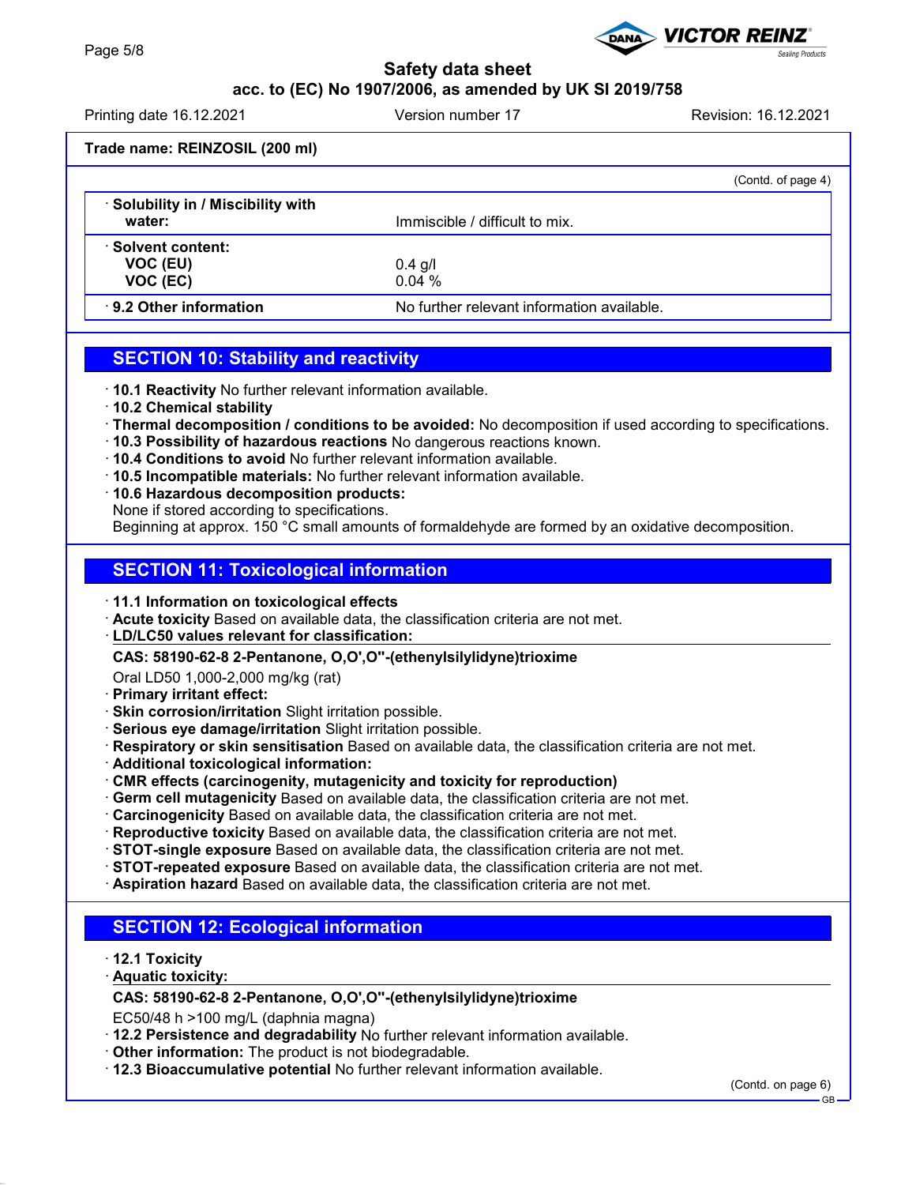Trade name: REINZOSIL (200 ml)

(Contd. of page 4)

| | |
|---|---|
| · **Solubility in / Miscibility with water:** | Immiscible / difficult to mix. |
| · **Solvent content:**<br>**VOC (EU)**<br>**VOC (EC)** | <br>0.4 g/l<br>0.04 % |
| · **9.2 Other information** | No further relevant information available. |

## SECTION 10: Stability and reactivity

· **10.1 Reactivity** No further relevant information available.
· **10.2 Chemical stability**
· **Thermal decomposition / conditions to be avoided:** No decomposition if used according to specifications.
· **10.3 Possibility of hazardous reactions** No dangerous reactions known.
· **10.4 Conditions to avoid** No further relevant information available.
· **10.5 Incompatible materials:** No further relevant information available.
· **10.6 Hazardous decomposition products:**
None if stored according to specifications.
Beginning at approx. 150 °C small amounts of formaldehyde are formed by an oxidative decomposition.

## SECTION 11: Toxicological information

· **11.1 Information on toxicological effects**
· **Acute toxicity** Based on available data, the classification criteria are not met.
· **LD/LC50 values relevant for classification:**

**CAS: 58190-62-8 2-Pentanone, O,O',O''-(ethenylsilylidyne)trioxime**

Oral LD50 1,000-2,000 mg/kg (rat)

· **Primary irritant effect:**
· **Skin corrosion/irritation** Slight irritation possible.
· **Serious eye damage/irritation** Slight irritation possible.
· **Respiratory or skin sensitisation** Based on available data, the classification criteria are not met.
· **Additional toxicological information:**
· **CMR effects (carcinogenity, mutagenicity and toxicity for reproduction)**
· **Germ cell mutagenicity** Based on available data, the classification criteria are not met.
· **Carcinogenicity** Based on available data, the classification criteria are not met.
· **Reproductive toxicity** Based on available data, the classification criteria are not met.
· **STOT-single exposure** Based on available data, the classification criteria are not met.
· **STOT-repeated exposure** Based on available data, the classification criteria are not met.
· **Aspiration hazard** Based on available data, the classification criteria are not met.

## SECTION 12: Ecological information

· **12.1 Toxicity**
· **Aquatic toxicity:**

**CAS: 58190-62-8 2-Pentanone, O,O',O''-(ethenylsilylidyne)trioxime**

EC50/48 h >100 mg/L (daphnia magna)

· **12.2 Persistence and degradability** No further relevant information available.
· **Other information:** The product is not biodegradable.
· **12.3 Bioaccumulative potential** No further relevant information available.

(Contd. on page 6)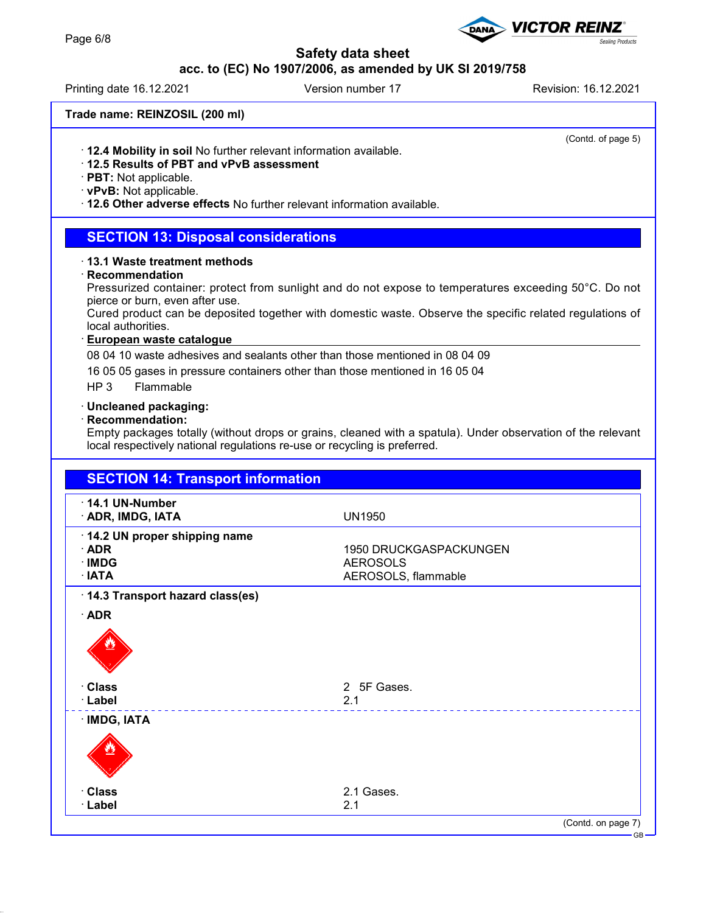**Trade name: REINZOSIL (200 ml)**

(Contd. of page 5)

- **12.4 Mobility in soil** No further relevant information available.
- **12.5 Results of PBT and vPvB assessment**
- **PBT:** Not applicable.
- **vPvB:** Not applicable.
- **12.6 Other adverse effects** No further relevant information available.

## SECTION 13: Disposal considerations

- **13.1 Waste treatment methods**
- **Recommendation**

Pressurized container: protect from sunlight and do not expose to temperatures exceeding 50°C. Do not pierce or burn, even after use.
Cured product can be deposited together with domestic waste. Observe the specific related regulations of local authorities.

- **European waste catalogue**

08 04 10 waste adhesives and sealants other than those mentioned in 08 04 09

16 05 05 gases in pressure containers other than those mentioned in 16 05 04

HP 3 Flammable

- **Uncleaned packaging:**
- **Recommendation:**

Empty packages totally (without drops or grains, cleaned with a spatula). Under observation of the relevant local respectively national regulations re-use or recycling is preferred.

## SECTION 14: Transport information

| | |
|---|---|
| **14.1 UN-Number** | |
| **ADR, IMDG, IATA** | UN1950 |
| **14.2 UN proper shipping name** | |
| **ADR** | 1950 DRUCKGASPACKUNGEN |
| **IMDG** | AEROSOLS |
| **IATA** | AEROSOLS, flammable |
| **14.3 Transport hazard class(es)** | |
| **ADR** | |
| **Class** | 2 5F Gases. |
| **Label** | 2.1 |
| **IMDG, IATA** | |
| **Class** | 2.1 Gases. |
| **Label** | 2.1 |

(Contd. on page 7)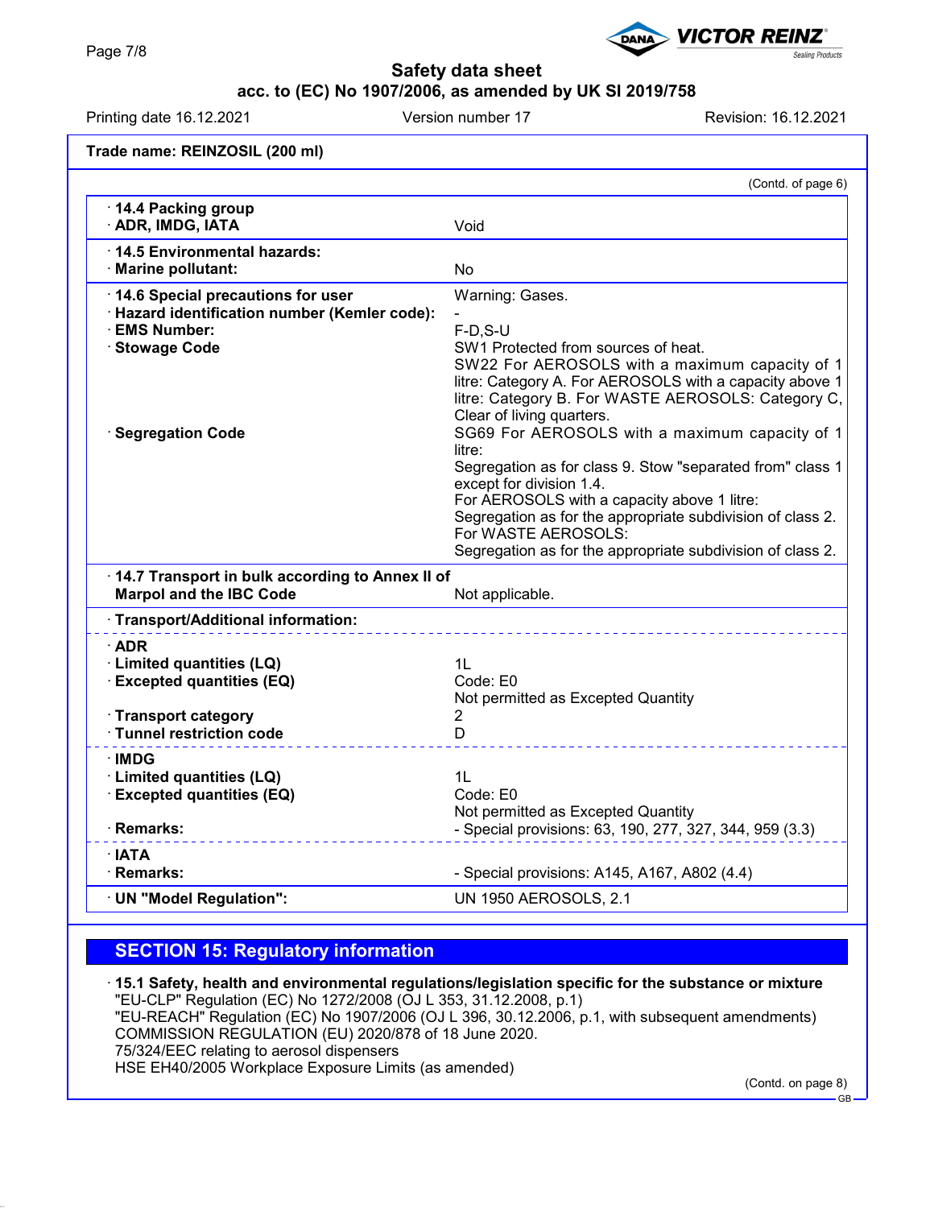**Trade name: REINZOSIL (200 ml)**

(Contd. of page 6)

| | |
|---|---|
| · **14.4 Packing group** · **ADR, IMDG, IATA** | Void |
| · **14.5 Environmental hazards:** · **Marine pollutant:** | No |
| · **14.6 Special precautions for user** | Warning: Gases. |
| · **Hazard identification number (Kemler code):** | - |
| · **EMS Number:** | F-D,S-U |
| · **Stowage Code** | SW1 Protected from sources of heat. SW22 For AEROSOLS with a maximum capacity of 1 litre: Category A. For AEROSOLS with a capacity above 1 litre: Category B. For WASTE AEROSOLS: Category C, Clear of living quarters. |
| · **Segregation Code** | SG69 For AEROSOLS with a maximum capacity of 1 litre: Segregation as for class 9. Stow "separated from" class 1 except for division 1.4. For AEROSOLS with a capacity above 1 litre: Segregation as for the appropriate subdivision of class 2. For WASTE AEROSOLS: Segregation as for the appropriate subdivision of class 2. |
| · **14.7 Transport in bulk according to Annex II of Marpol and the IBC Code** | Not applicable. |
| · **Transport/Additional information:** | |
| · **ADR** | |
| · **Limited quantities (LQ)** | 1L |
| · **Excepted quantities (EQ)** | Code: E0 Not permitted as Excepted Quantity |
| · **Transport category** | 2 |
| · **Tunnel restriction code** | D |
| · **IMDG** | |
| · **Limited quantities (LQ)** | 1L |
| · **Excepted quantities (EQ)** | Code: E0 Not permitted as Excepted Quantity |
| · **Remarks:** | - Special provisions: 63, 190, 277, 327, 344, 959 (3.3) |
| · **IATA** | |
| · **Remarks:** | - Special provisions: A145, A167, A802 (4.4) |
| · **UN "Model Regulation":** | UN 1950 AEROSOLS, 2.1 |

## SECTION 15: Regulatory information

· **15.1 Safety, health and environmental regulations/legislation specific for the substance or mixture**
"EU-CLP" Regulation (EC) No 1272/2008 (OJ L 353, 31.12.2008, p.1)
"EU-REACH" Regulation (EC) No 1907/2006 (OJ L 396, 30.12.2006, p.1, with subsequent amendments)
COMMISSION REGULATION (EU) 2020/878 of 18 June 2020.
75/324/EEC relating to aerosol dispensers
HSE EH40/2005 Workplace Exposure Limits (as amended)

(Contd. on page 8)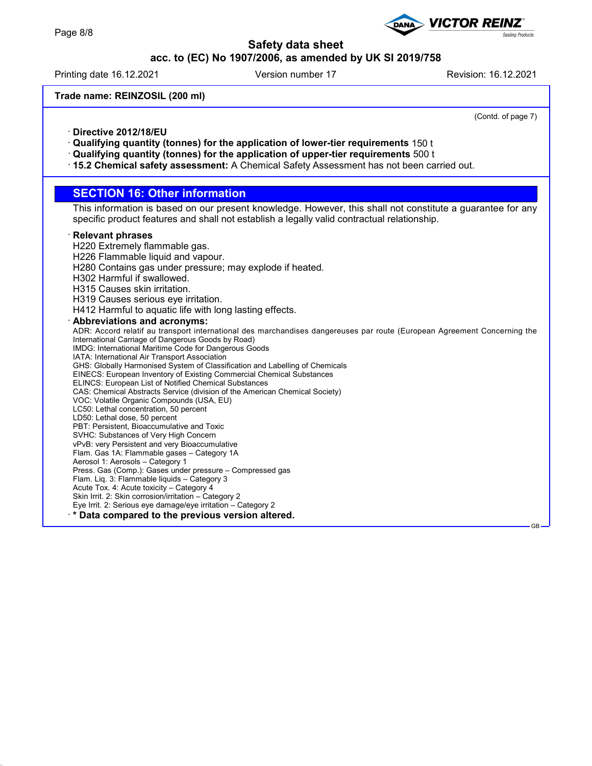(Contd. of page 7)

· **Directive 2012/18/EU**
· **Qualifying quantity (tonnes) for the application of lower-tier requirements** 150 t
· **Qualifying quantity (tonnes) for the application of upper-tier requirements** 500 t
· **15.2 Chemical safety assessment:** A Chemical Safety Assessment has not been carried out.

## SECTION 16: Other information

This information is based on our present knowledge. However, this shall not constitute a guarantee for any specific product features and shall not establish a legally valid contractual relationship.

· **Relevant phrases**
H220 Extremely flammable gas.
H226 Flammable liquid and vapour.
H280 Contains gas under pressure; may explode if heated.
H302 Harmful if swallowed.
H315 Causes skin irritation.
H319 Causes serious eye irritation.
H412 Harmful to aquatic life with long lasting effects.

· **Abbreviations and acronyms:**
ADR: Accord relatif au transport international des marchandises dangereuses par route (European Agreement Concerning the International Carriage of Dangerous Goods by Road)
IMDG: International Maritime Code for Dangerous Goods
IATA: International Air Transport Association
GHS: Globally Harmonised System of Classification and Labelling of Chemicals
EINECS: European Inventory of Existing Commercial Chemical Substances
ELINCS: European List of Notified Chemical Substances
CAS: Chemical Abstracts Service (division of the American Chemical Society)
VOC: Volatile Organic Compounds (USA, EU)
LC50: Lethal concentration, 50 percent
LD50: Lethal dose, 50 percent
PBT: Persistent, Bioaccumulative and Toxic
SVHC: Substances of Very High Concern
vPvB: very Persistent and very Bioaccumulative
Flam. Gas 1A: Flammable gases – Category 1A
Aerosol 1: Aerosols – Category 1
Press. Gas (Comp.): Gases under pressure – Compressed gas
Flam. Liq. 3: Flammable liquids – Category 3
Acute Tox. 4: Acute toxicity – Category 4
Skin Irrit. 2: Skin corrosion/irritation – Category 2
Eye Irrit. 2: Serious eye damage/eye irritation – Category 2

· **\* Data compared to the previous version altered.**

GB